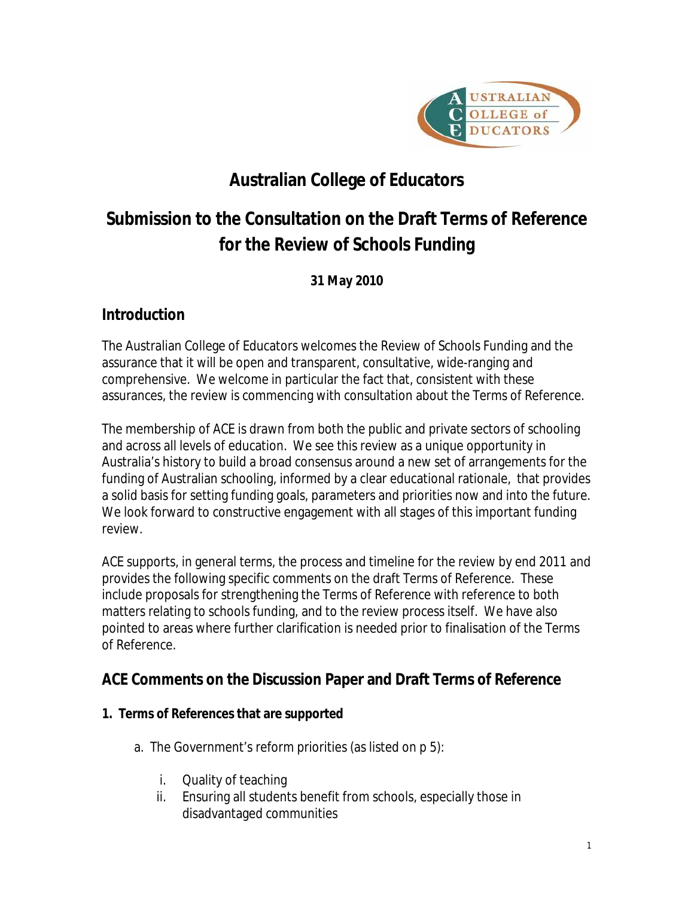# Australian College of Educators

# Submission to the Consultation on the Draft Terms of Reference for the Review of Schools Funding

**31 May 2010**

## Introduction

The Australian College of Educators welcomes the Review of Schools Funding and the assurance that it will be open and transparent, consultative, wide-ranging and comprehensive. We welcome in particular the fact that, consistent with these assurances, the review is commencing with consultation about the Terms of Reference.

The membership of ACE is drawn from both the public and private sectors of schooling and across all levels of education. We see this review as a unique opportunity in Australia's history to build a broad consensus around a new set of arrangements for the funding of Australian schooling, informed by a clear educational rationale, that provides a solid basis for setting funding goals, parameters and priorities now and into the future. We look forward to constructive engagement with all stages of this important funding review.

ACE supports, in general terms, the process and timeline for the review by end 2011 and provides the following specific comments on the draft Terms of Reference. These include proposals for strengthening the Terms of Reference with reference to both matters relating to schools funding, and to the review process itself. We have also pointed to areas where further clarification is needed prior to finalisation of the Terms of Reference.

## ACE Comments on the Discussion Paper and Draft Terms of Reference

**1. Terms of References that are supported**

a. The Government's reform priorities (as listed on p 5):

   i. Quality of teaching
   ii. Ensuring all students benefit from schools, especially those in disadvantaged communities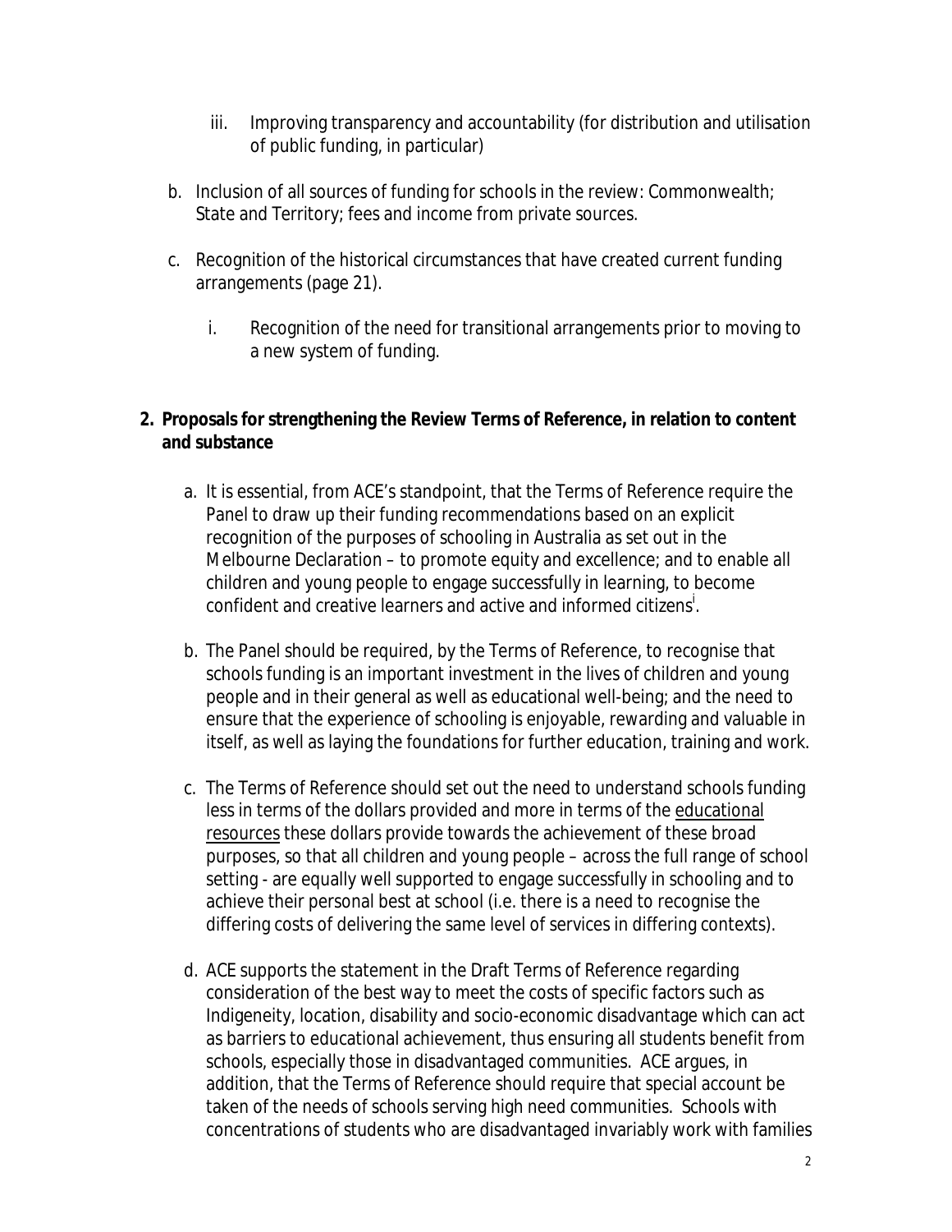iii. Improving transparency and accountability (for distribution and utilisation of public funding, in particular)

b. Inclusion of all sources of funding for schools in the review: Commonwealth; State and Territory; fees and income from private sources.

c. Recognition of the historical circumstances that have created current funding arrangements (page 21).

   i. Recognition of the need for transitional arrangements prior to moving to a new system of funding.

**2. Proposals for strengthening the Review Terms of Reference, in relation to content and substance**

a. It is essential, from ACE's standpoint, that the Terms of Reference require the Panel to draw up their funding recommendations based on an explicit recognition of the purposes of schooling in Australia as set out in the Melbourne Declaration – to promote equity and excellence; and to enable all children and young people to engage successfully in learning, to become confident and creative learners and active and informed citizens[i].

b. The Panel should be required, by the Terms of Reference, to recognise that schools funding is an important investment in the lives of children and young people and in their general as well as educational well-being; and the need to ensure that the experience of schooling is enjoyable, rewarding and valuable in itself, as well as laying the foundations for further education, training and work.

c. The Terms of Reference should set out the need to understand schools funding less in terms of the dollars provided and more in terms of the <u>educational resources</u> these dollars provide towards the achievement of these broad purposes, so that all children and young people – across the full range of school setting - are equally well supported to engage successfully in schooling and to achieve their personal best at school (i.e. there is a need to recognise the differing costs of delivering the same level of services in differing contexts).

d. ACE supports the statement in the Draft Terms of Reference regarding consideration of the best way to meet the costs of specific factors such as Indigeneity, location, disability and socio-economic disadvantage which can act as barriers to educational achievement, thus ensuring all students benefit from schools, especially those in disadvantaged communities. ACE argues, in addition, that the Terms of Reference should require that special account be taken of the needs of schools serving high need communities. Schools with concentrations of students who are disadvantaged invariably work with families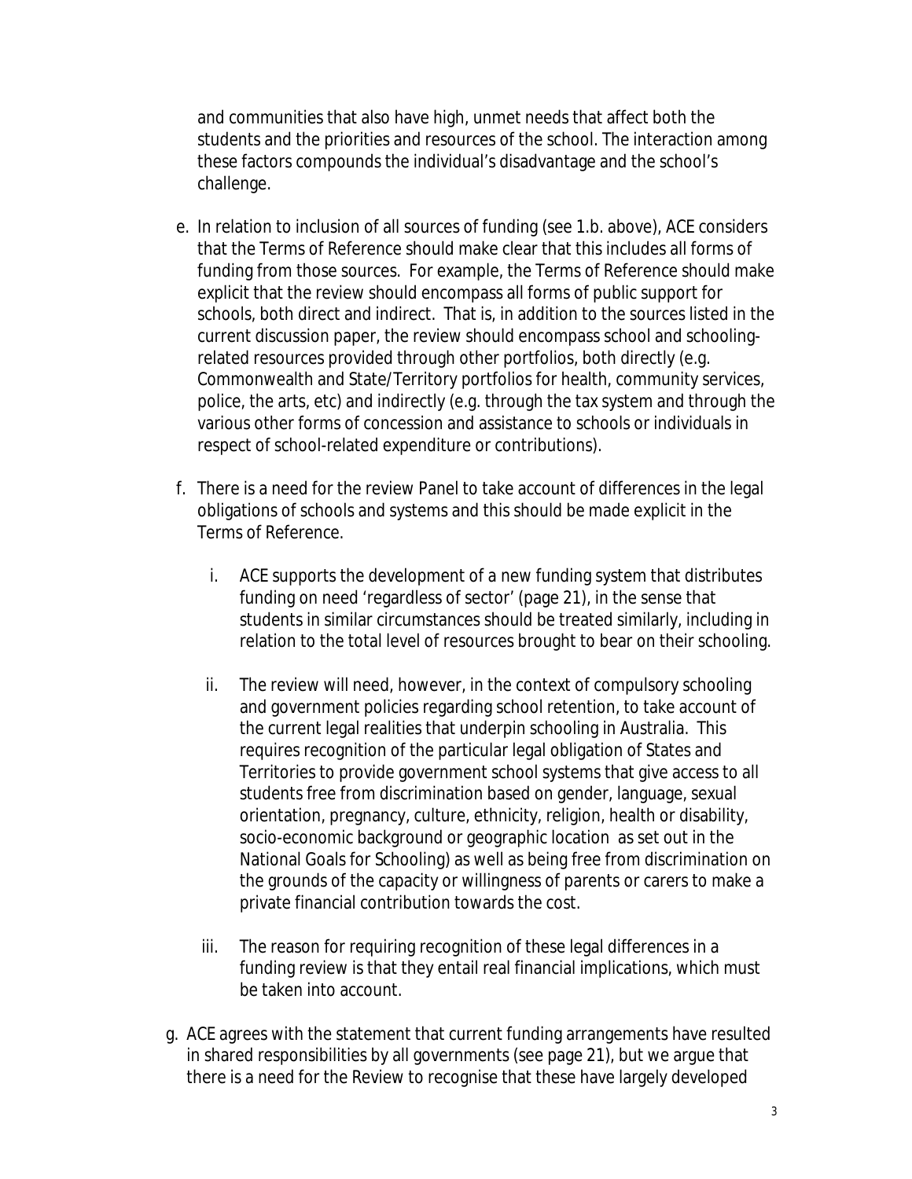and communities that also have high, unmet needs that affect both the students and the priorities and resources of the school. The interaction among these factors compounds the individual's disadvantage and the school's challenge.

e. In relation to inclusion of all sources of funding (see 1.b. above), ACE considers that the Terms of Reference should make clear that this includes all forms of funding from those sources. For example, the Terms of Reference should make explicit that the review should encompass all forms of public support for schools, both direct and indirect. That is, in addition to the sources listed in the current discussion paper, the review should encompass school and schooling-related resources provided through other portfolios, both directly (e.g. Commonwealth and State/Territory portfolios for health, community services, police, the arts, etc) and indirectly (e.g. through the tax system and through the various other forms of concession and assistance to schools or individuals in respect of school-related expenditure or contributions).

f. There is a need for the review Panel to take account of differences in the legal obligations of schools and systems and this should be made explicit in the Terms of Reference.

   i. ACE supports the development of a new funding system that distributes funding on need 'regardless of sector' (page 21), in the sense that students in similar circumstances should be treated similarly, including in relation to the total level of resources brought to bear on their schooling.

   ii. The review will need, however, in the context of compulsory schooling and government policies regarding school retention, to take account of the current legal realities that underpin schooling in Australia. This requires recognition of the particular legal obligation of States and Territories to provide government school systems that give access to all students free from discrimination based on gender, language, sexual orientation, pregnancy, culture, ethnicity, religion, health or disability, socio-economic background or geographic location as set out in the National Goals for Schooling) as well as being free from discrimination on the grounds of the capacity or willingness of parents or carers to make a private financial contribution towards the cost.

   iii. The reason for requiring recognition of these legal differences in a funding review is that they entail real financial implications, which must be taken into account.

g. ACE agrees with the statement that current funding arrangements have resulted in shared responsibilities by all governments (see page 21), but we argue that there is a need for the Review to recognise that these have largely developed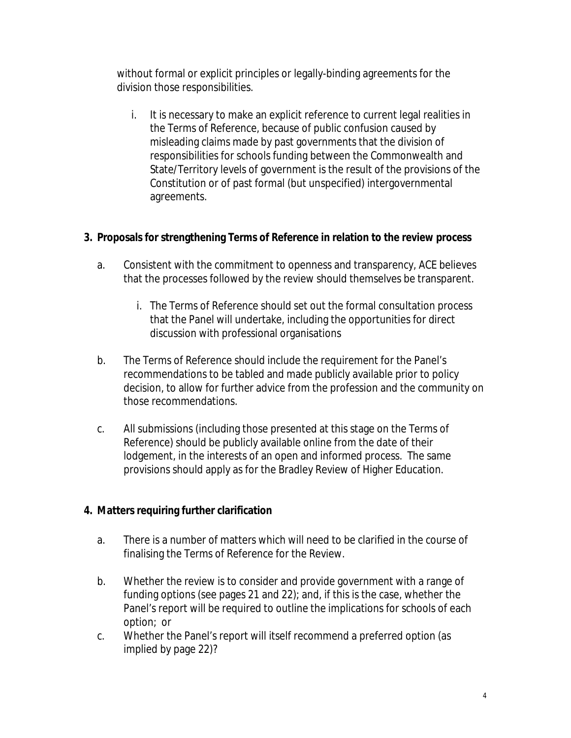without formal or explicit principles or legally-binding agreements for the division those responsibilities.

i. It is necessary to make an explicit reference to current legal realities in the Terms of Reference, because of public confusion caused by misleading claims made by past governments that the division of responsibilities for schools funding between the Commonwealth and State/Territory levels of government is the result of the provisions of the Constitution or of past formal (but unspecified) intergovernmental agreements.

**3. Proposals for strengthening Terms of Reference in relation to the review process**

a. Consistent with the commitment to openness and transparency, ACE believes that the processes followed by the review should themselves be transparent.

i. The Terms of Reference should set out the formal consultation process that the Panel will undertake, including the opportunities for direct discussion with professional organisations

b. The Terms of Reference should include the requirement for the Panel's recommendations to be tabled and made publicly available prior to policy decision, to allow for further advice from the profession and the community on those recommendations.

c. All submissions (including those presented at this stage on the Terms of Reference) should be publicly available online from the date of their lodgement, in the interests of an open and informed process. The same provisions should apply as for the Bradley Review of Higher Education.

**4. Matters requiring further clarification**

a. There is a number of matters which will need to be clarified in the course of finalising the Terms of Reference for the Review.

b. Whether the review is to consider and provide government with a range of funding options (see pages 21 and 22); and, if this is the case, whether the Panel's report will be required to outline the implications for schools of each option; or

c. Whether the Panel's report will itself recommend a preferred option (as implied by page 22)?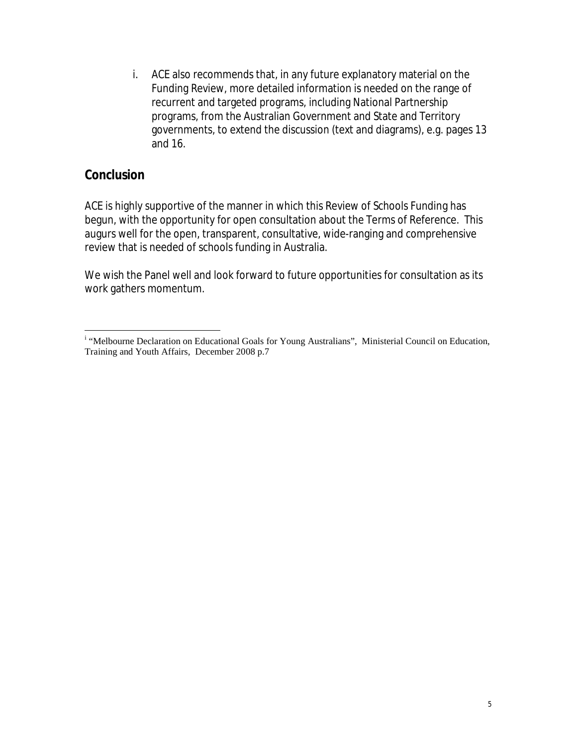i. ACE also recommends that, in any future explanatory material on the Funding Review, more detailed information is needed on the range of recurrent and targeted programs, including National Partnership programs, from the Australian Government and State and Territory governments, to extend the discussion (text and diagrams), e.g. pages 13 and 16.

## Conclusion

ACE is highly supportive of the manner in which this Review of Schools Funding has begun, with the opportunity for open consultation about the Terms of Reference. This augurs well for the open, transparent, consultative, wide-ranging and comprehensive review that is needed of schools funding in Australia.

We wish the Panel well and look forward to future opportunities for consultation as its work gathers momentum.

---

[i] "Melbourne Declaration on Educational Goals for Young Australians", Ministerial Council on Education, Training and Youth Affairs, December 2008 p.7